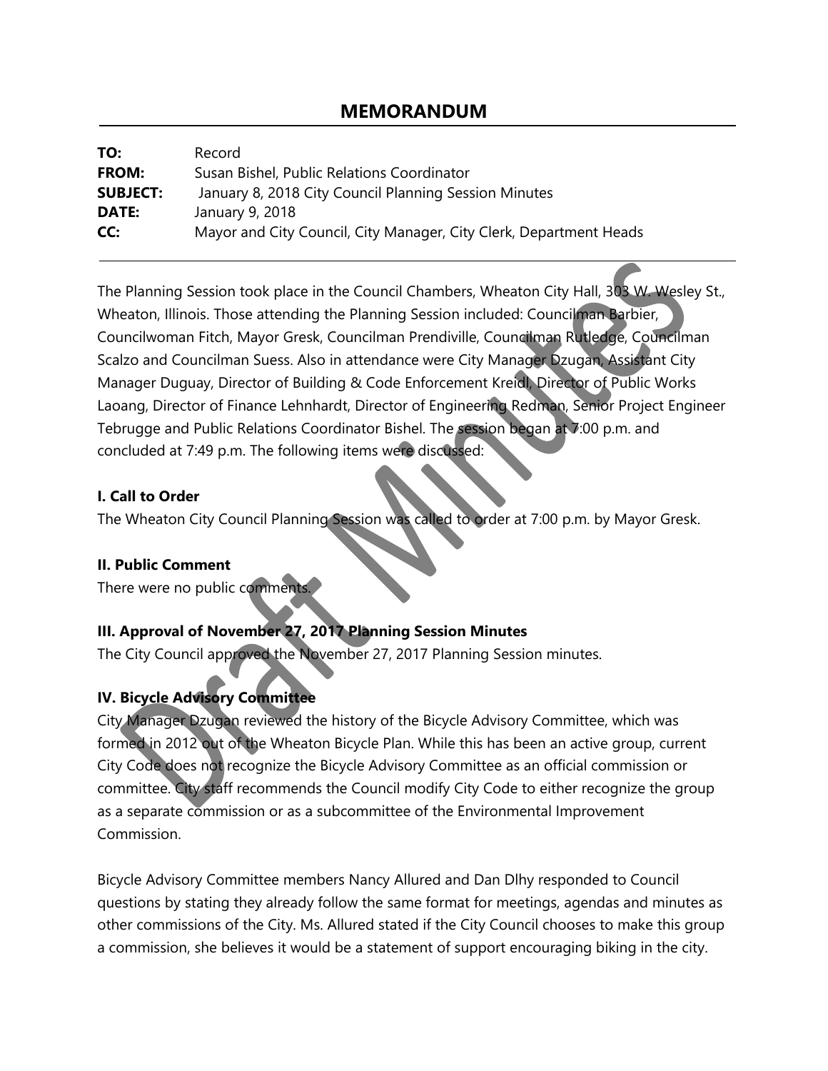# MEMORANDUM

| | |
|---|---|
| **TO:** | Record |
| **FROM:** | Susan Bishel, Public Relations Coordinator |
| **SUBJECT:** | January 8, 2018 City Council Planning Session Minutes |
| **DATE:** | January 9, 2018 |
| **CC:** | Mayor and City Council, City Manager, City Clerk, Department Heads |

The Planning Session took place in the Council Chambers, Wheaton City Hall, 303 W. Wesley St., Wheaton, Illinois. Those attending the Planning Session included: Councilman Barbier, Councilwoman Fitch, Mayor Gresk, Councilman Prendiville, Councilman Rutledge, Councilman Scalzo and Councilman Suess. Also in attendance were City Manager Dzugan, Assistant City Manager Duguay, Director of Building & Code Enforcement Kreidl, Director of Public Works Laoang, Director of Finance Lehnhardt, Director of Engineering Redman, Senior Project Engineer Tebrugge and Public Relations Coordinator Bishel. The session began at 7:00 p.m. and concluded at 7:49 p.m. The following items were discussed:

**I. Call to Order**

The Wheaton City Council Planning Session was called to order at 7:00 p.m. by Mayor Gresk.

**II. Public Comment**

There were no public comments.

**III. Approval of November 27, 2017 Planning Session Minutes**

The City Council approved the November 27, 2017 Planning Session minutes.

**IV. Bicycle Advisory Committee**

City Manager Dzugan reviewed the history of the Bicycle Advisory Committee, which was formed in 2012 out of the Wheaton Bicycle Plan. While this has been an active group, current City Code does not recognize the Bicycle Advisory Committee as an official commission or committee. City staff recommends the Council modify City Code to either recognize the group as a separate commission or as a subcommittee of the Environmental Improvement Commission.

Bicycle Advisory Committee members Nancy Allured and Dan Dlhy responded to Council questions by stating they already follow the same format for meetings, agendas and minutes as other commissions of the City. Ms. Allured stated if the City Council chooses to make this group a commission, she believes it would be a statement of support encouraging biking in the city.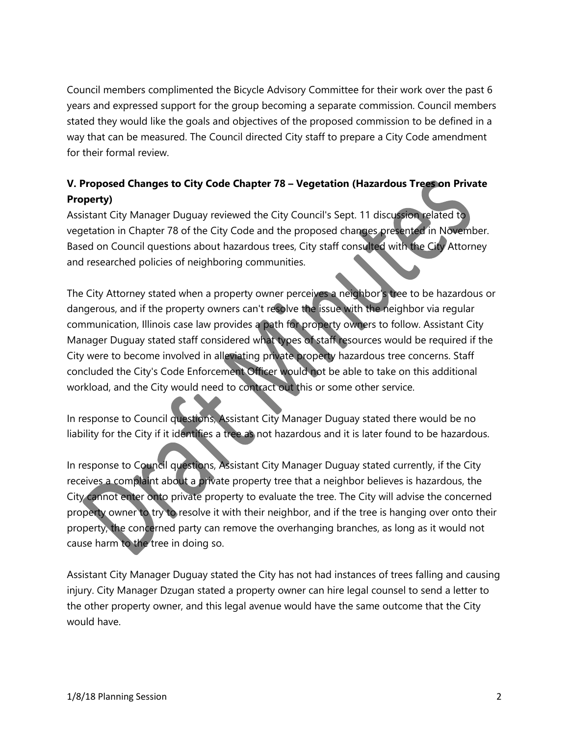Council members complimented the Bicycle Advisory Committee for their work over the past 6 years and expressed support for the group becoming a separate commission. Council members stated they would like the goals and objectives of the proposed commission to be defined in a way that can be measured. The Council directed City staff to prepare a City Code amendment for their formal review.

**V. Proposed Changes to City Code Chapter 78 – Vegetation (Hazardous Trees on Private Property)**

Assistant City Manager Duguay reviewed the City Council's Sept. 11 discussion related to vegetation in Chapter 78 of the City Code and the proposed changes presented in November. Based on Council questions about hazardous trees, City staff consulted with the City Attorney and researched policies of neighboring communities.

The City Attorney stated when a property owner perceives a neighbor's tree to be hazardous or dangerous, and if the property owners can't resolve the issue with the neighbor via regular communication, Illinois case law provides a path for property owners to follow. Assistant City Manager Duguay stated staff considered what types of staff resources would be required if the City were to become involved in alleviating private property hazardous tree concerns. Staff concluded the City's Code Enforcement Officer would not be able to take on this additional workload, and the City would need to contract out this or some other service.

In response to Council questions, Assistant City Manager Duguay stated there would be no liability for the City if it identifies a tree as not hazardous and it is later found to be hazardous.

In response to Council questions, Assistant City Manager Duguay stated currently, if the City receives a complaint about a private property tree that a neighbor believes is hazardous, the City cannot enter onto private property to evaluate the tree. The City will advise the concerned property owner to try to resolve it with their neighbor, and if the tree is hanging over onto their property, the concerned party can remove the overhanging branches, as long as it would not cause harm to the tree in doing so.

Assistant City Manager Duguay stated the City has not had instances of trees falling and causing injury. City Manager Dzugan stated a property owner can hire legal counsel to send a letter to the other property owner, and this legal avenue would have the same outcome that the City would have.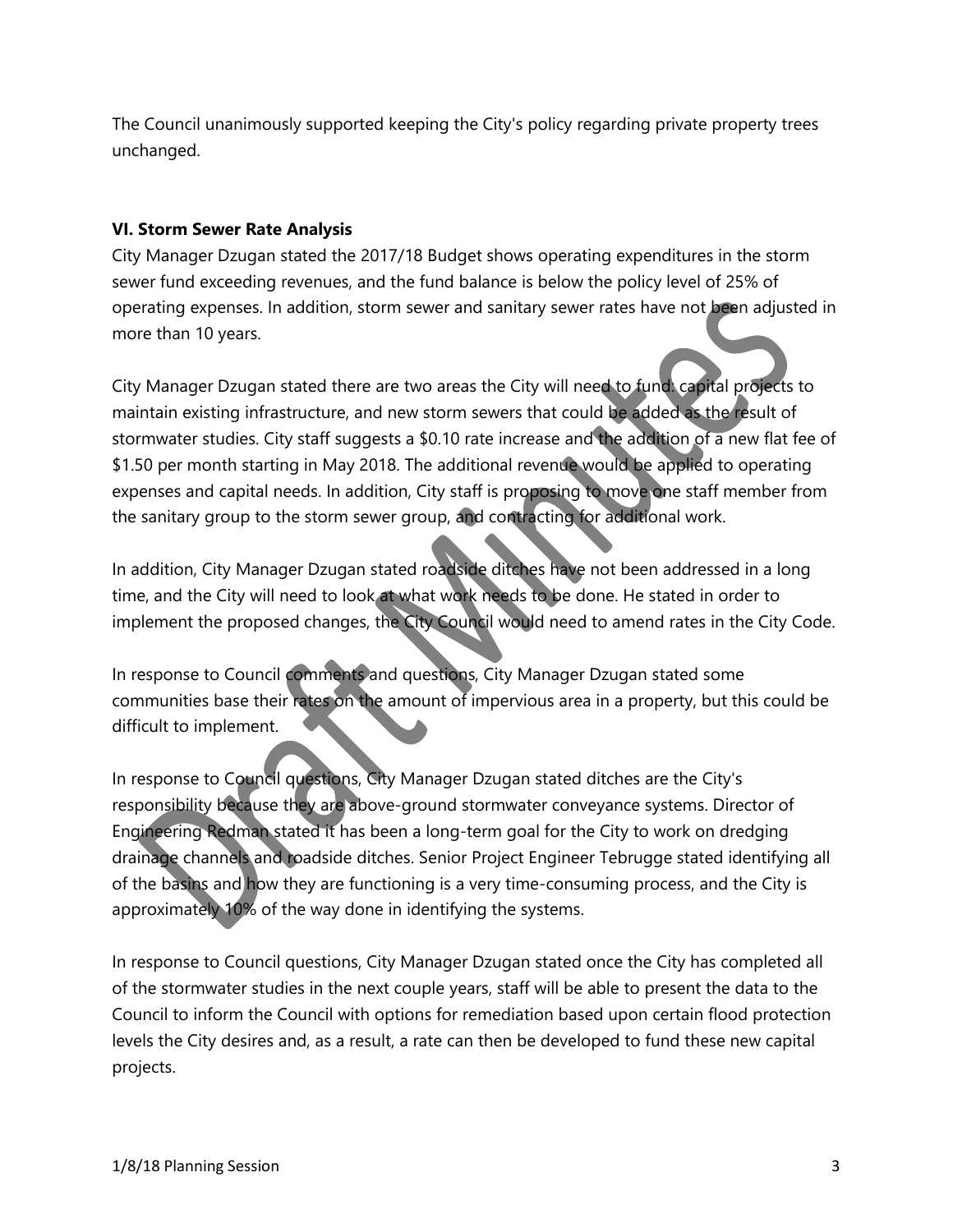The Council unanimously supported keeping the City's policy regarding private property trees unchanged.

**VI. Storm Sewer Rate Analysis**

City Manager Dzugan stated the 2017/18 Budget shows operating expenditures in the storm sewer fund exceeding revenues, and the fund balance is below the policy level of 25% of operating expenses. In addition, storm sewer and sanitary sewer rates have not been adjusted in more than 10 years.

City Manager Dzugan stated there are two areas the City will need to fund: capital projects to maintain existing infrastructure, and new storm sewers that could be added as the result of stormwater studies. City staff suggests a $0.10 rate increase and the addition of a new flat fee of $1.50 per month starting in May 2018. The additional revenue would be applied to operating expenses and capital needs. In addition, City staff is proposing to move one staff member from the sanitary group to the storm sewer group, and contracting for additional work.

In addition, City Manager Dzugan stated roadside ditches have not been addressed in a long time, and the City will need to look at what work needs to be done. He stated in order to implement the proposed changes, the City Council would need to amend rates in the City Code.

In response to Council comments and questions, City Manager Dzugan stated some communities base their rates on the amount of impervious area in a property, but this could be difficult to implement.

In response to Council questions, City Manager Dzugan stated ditches are the City's responsibility because they are above-ground stormwater conveyance systems. Director of Engineering Redman stated it has been a long-term goal for the City to work on dredging drainage channels and roadside ditches. Senior Project Engineer Tebrugge stated identifying all of the basins and how they are functioning is a very time-consuming process, and the City is approximately 10% of the way done in identifying the systems.

In response to Council questions, City Manager Dzugan stated once the City has completed all of the stormwater studies in the next couple years, staff will be able to present the data to the Council to inform the Council with options for remediation based upon certain flood protection levels the City desires and, as a result, a rate can then be developed to fund these new capital projects.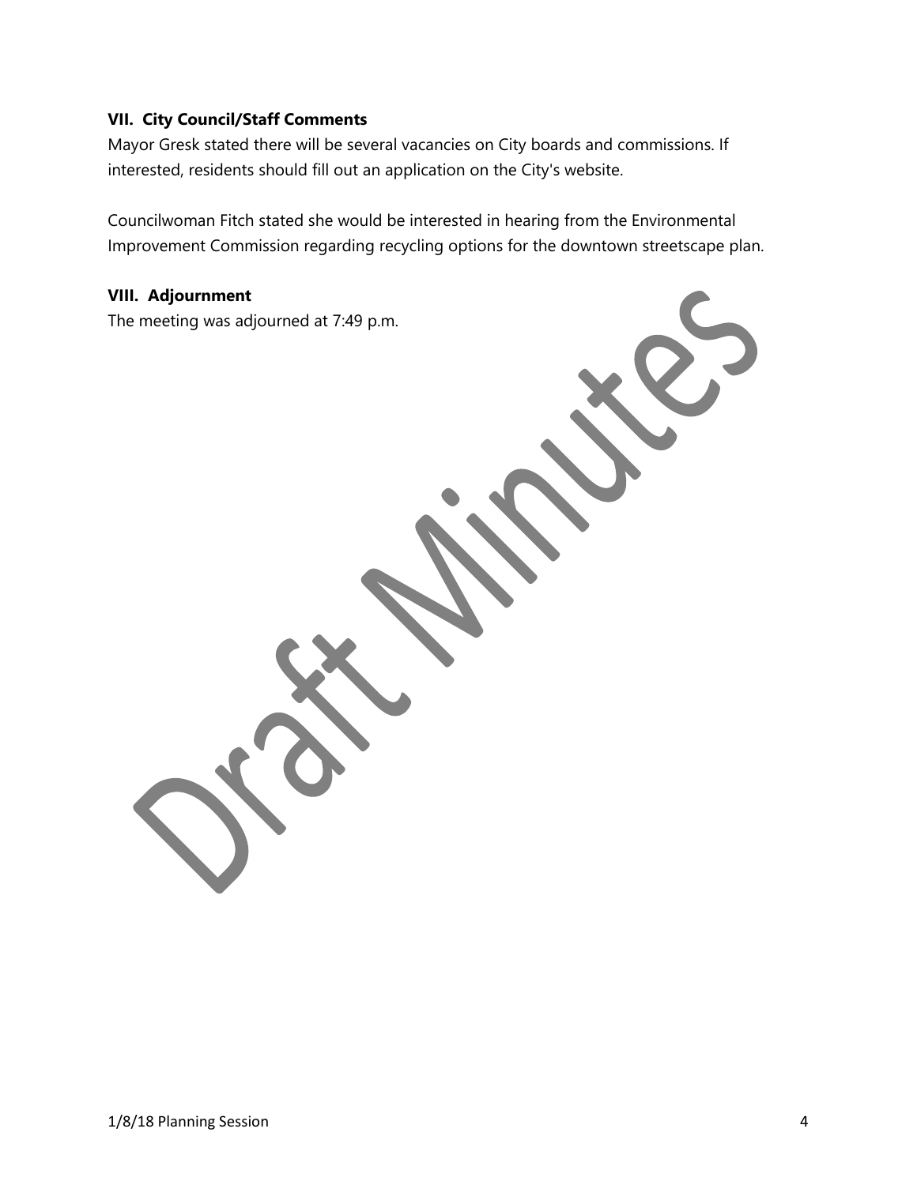### VII. City Council/Staff Comments

Mayor Gresk stated there will be several vacancies on City boards and commissions. If interested, residents should fill out an application on the City's website.

Councilwoman Fitch stated she would be interested in hearing from the Environmental Improvement Commission regarding recycling options for the downtown streetscape plan.

### VIII. Adjournment

The meeting was adjourned at 7:49 p.m.